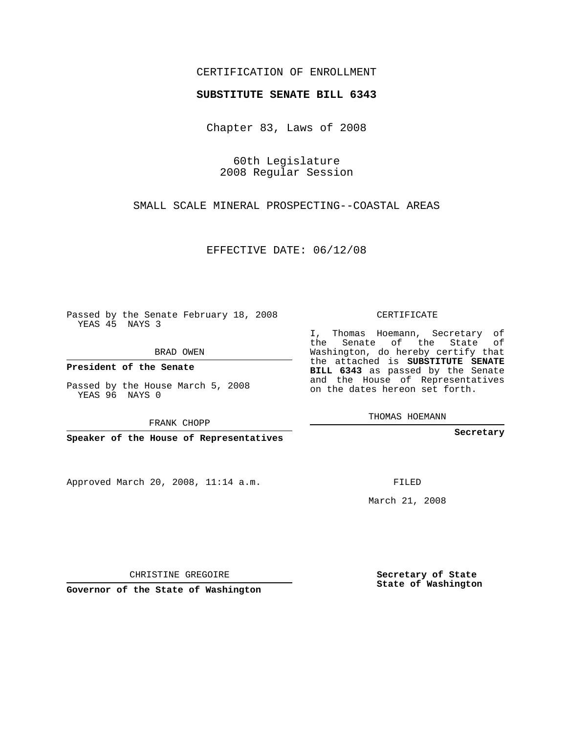CERTIFICATION OF ENROLLMENT

**SUBSTITUTE SENATE BILL 6343**

Chapter 83, Laws of 2008

60th Legislature
2008 Regular Session

SMALL SCALE MINERAL PROSPECTING--COASTAL AREAS

EFFECTIVE DATE: 06/12/08

Passed by the Senate February 18, 2008
YEAS 45 NAYS 3

BRAD OWEN

**President of the Senate**

Passed by the House March 5, 2008
YEAS 96 NAYS 0

FRANK CHOPP

**Speaker of the House of Representatives**

Approved March 20, 2008, 11:14 a.m.

CHRISTINE GREGOIRE

**Governor of the State of Washington**

CERTIFICATE

I, Thomas Hoemann, Secretary of the Senate of the State of Washington, do hereby certify that the attached is **SUBSTITUTE SENATE BILL 6343** as passed by the Senate and the House of Representatives on the dates hereon set forth.

THOMAS HOEMANN

**Secretary**

FILED

March 21, 2008

**Secretary of State**
**State of Washington**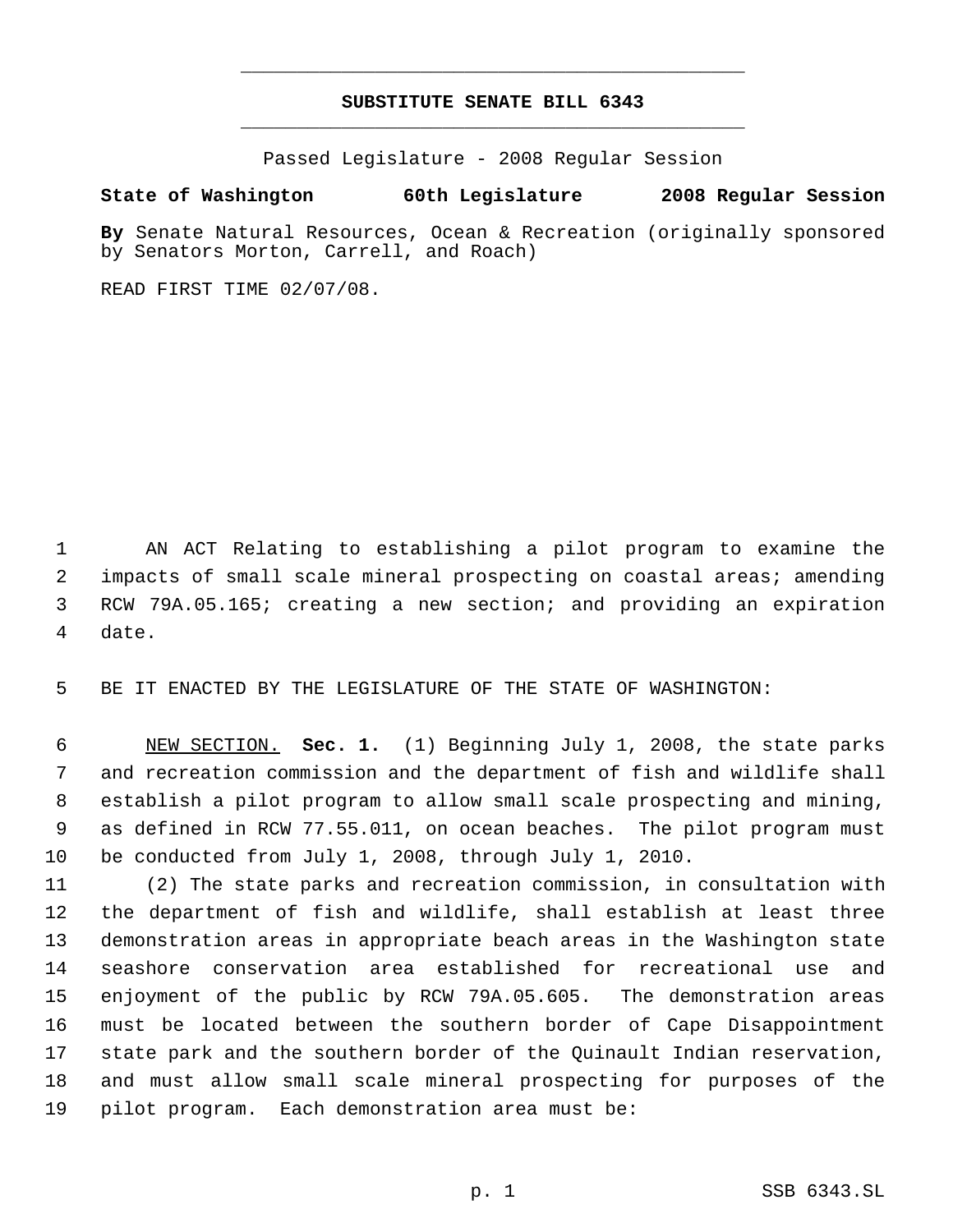# SUBSTITUTE SENATE BILL 6343

Passed Legislature - 2008 Regular Session

**State of Washington 60th Legislature 2008 Regular Session**

**By** Senate Natural Resources, Ocean & Recreation (originally sponsored by Senators Morton, Carrell, and Roach)

READ FIRST TIME 02/07/08.

AN ACT Relating to establishing a pilot program to examine the impacts of small scale mineral prospecting on coastal areas; amending RCW 79A.05.165; creating a new section; and providing an expiration date.

BE IT ENACTED BY THE LEGISLATURE OF THE STATE OF WASHINGTON:

NEW SECTION. **Sec. 1.** (1) Beginning July 1, 2008, the state parks and recreation commission and the department of fish and wildlife shall establish a pilot program to allow small scale prospecting and mining, as defined in RCW 77.55.011, on ocean beaches. The pilot program must be conducted from July 1, 2008, through July 1, 2010.

(2) The state parks and recreation commission, in consultation with the department of fish and wildlife, shall establish at least three demonstration areas in appropriate beach areas in the Washington state seashore conservation area established for recreational use and enjoyment of the public by RCW 79A.05.605. The demonstration areas must be located between the southern border of Cape Disappointment state park and the southern border of the Quinault Indian reservation, and must allow small scale mineral prospecting for purposes of the pilot program. Each demonstration area must be: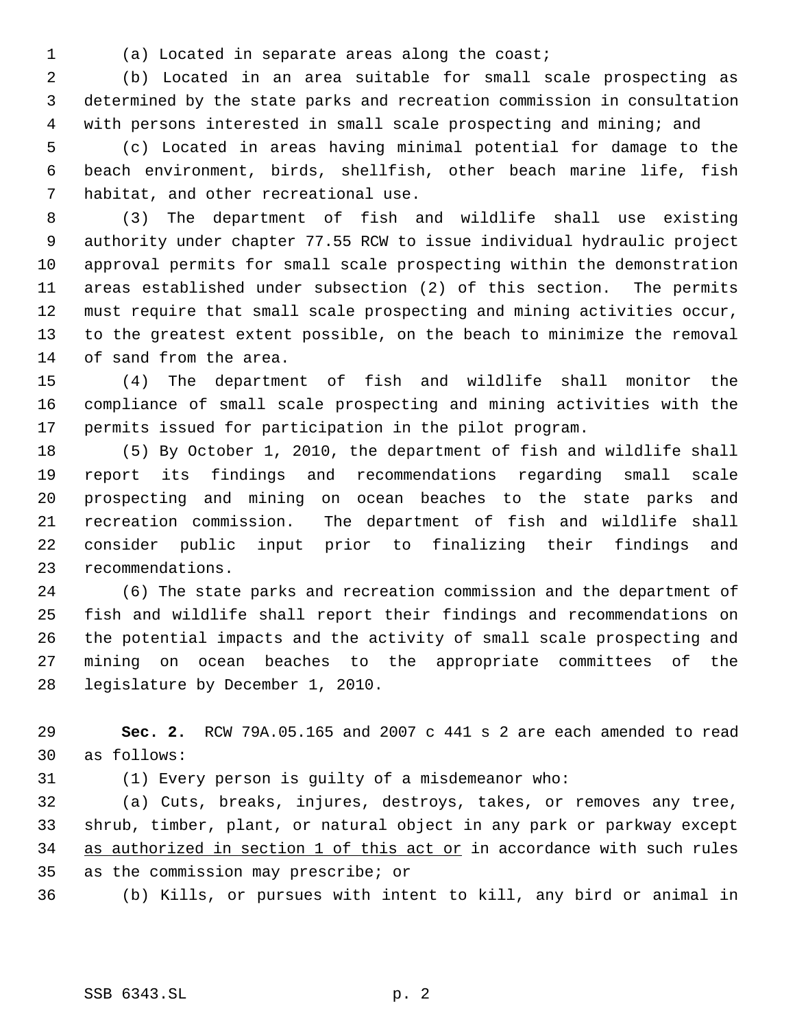(a) Located in separate areas along the coast;

(b) Located in an area suitable for small scale prospecting as determined by the state parks and recreation commission in consultation with persons interested in small scale prospecting and mining; and

(c) Located in areas having minimal potential for damage to the beach environment, birds, shellfish, other beach marine life, fish habitat, and other recreational use.

(3) The department of fish and wildlife shall use existing authority under chapter 77.55 RCW to issue individual hydraulic project approval permits for small scale prospecting within the demonstration areas established under subsection (2) of this section. The permits must require that small scale prospecting and mining activities occur, to the greatest extent possible, on the beach to minimize the removal of sand from the area.

(4) The department of fish and wildlife shall monitor the compliance of small scale prospecting and mining activities with the permits issued for participation in the pilot program.

(5) By October 1, 2010, the department of fish and wildlife shall report its findings and recommendations regarding small scale prospecting and mining on ocean beaches to the state parks and recreation commission. The department of fish and wildlife shall consider public input prior to finalizing their findings and recommendations.

(6) The state parks and recreation commission and the department of fish and wildlife shall report their findings and recommendations on the potential impacts and the activity of small scale prospecting and mining on ocean beaches to the appropriate committees of the legislature by December 1, 2010.

**Sec. 2.** RCW 79A.05.165 and 2007 c 441 s 2 are each amended to read as follows:

(1) Every person is guilty of a misdemeanor who:

(a) Cuts, breaks, injures, destroys, takes, or removes any tree, shrub, timber, plant, or natural object in any park or parkway except <u>as authorized in section 1 of this act or</u> in accordance with such rules as the commission may prescribe; or

(b) Kills, or pursues with intent to kill, any bird or animal in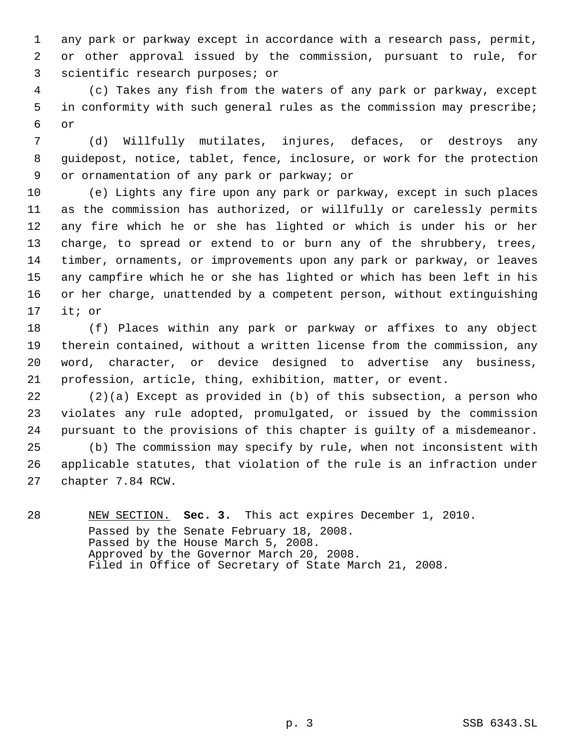any park or parkway except in accordance with a research pass, permit, or other approval issued by the commission, pursuant to rule, for scientific research purposes; or

(c) Takes any fish from the waters of any park or parkway, except in conformity with such general rules as the commission may prescribe; or

(d) Willfully mutilates, injures, defaces, or destroys any guidepost, notice, tablet, fence, inclosure, or work for the protection or ornamentation of any park or parkway; or

(e) Lights any fire upon any park or parkway, except in such places as the commission has authorized, or willfully or carelessly permits any fire which he or she has lighted or which is under his or her charge, to spread or extend to or burn any of the shrubbery, trees, timber, ornaments, or improvements upon any park or parkway, or leaves any campfire which he or she has lighted or which has been left in his or her charge, unattended by a competent person, without extinguishing it; or

(f) Places within any park or parkway or affixes to any object therein contained, without a written license from the commission, any word, character, or device designed to advertise any business, profession, article, thing, exhibition, matter, or event.

(2)(a) Except as provided in (b) of this subsection, a person who violates any rule adopted, promulgated, or issued by the commission pursuant to the provisions of this chapter is guilty of a misdemeanor.

(b) The commission may specify by rule, when not inconsistent with applicable statutes, that violation of the rule is an infraction under chapter 7.84 RCW.

NEW SECTION. **Sec. 3.** This act expires December 1, 2010.

Passed by the Senate February 18, 2008.
Passed by the House March 5, 2008.
Approved by the Governor March 20, 2008.
Filed in Office of Secretary of State March 21, 2008.